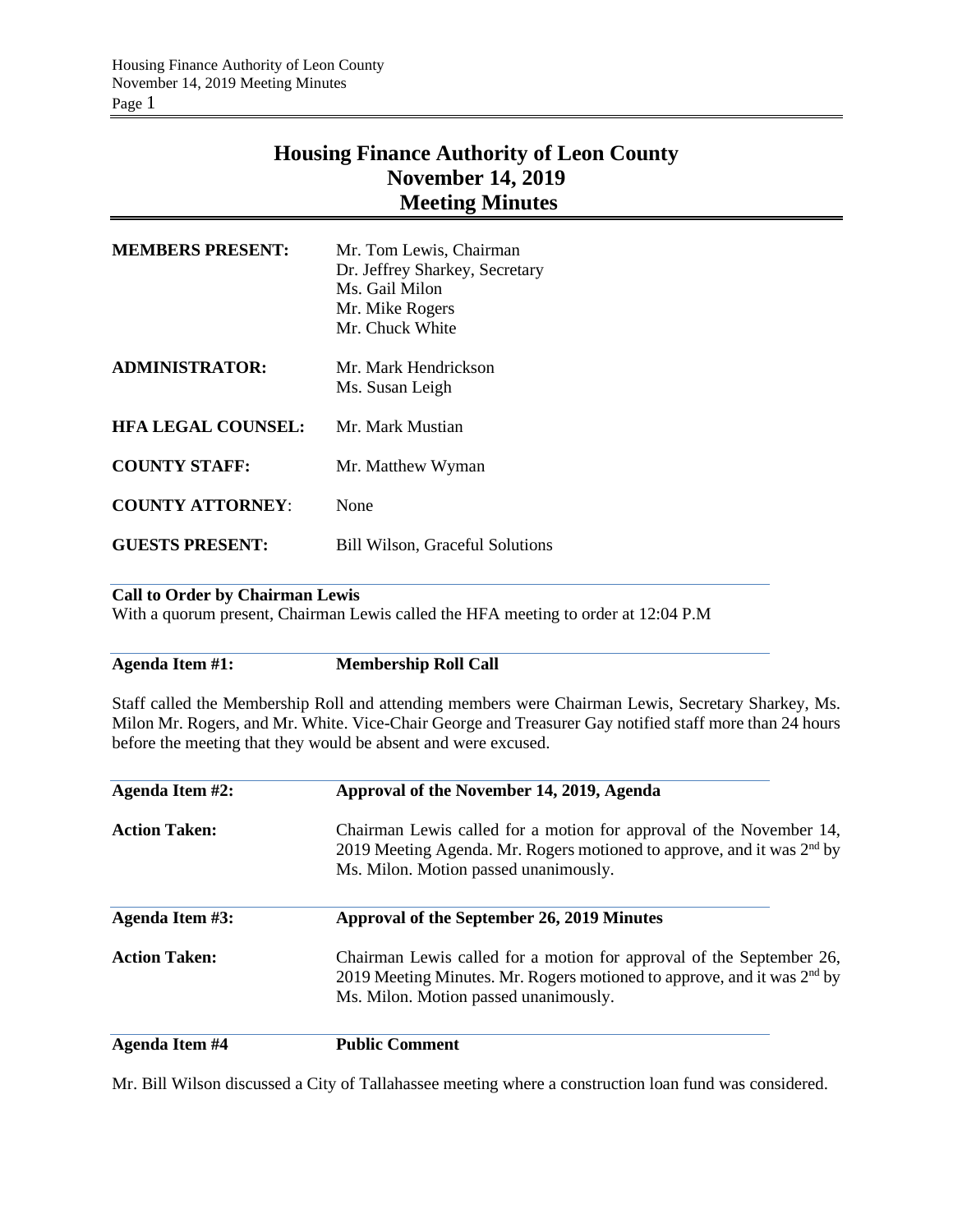# Housing Finance Authority of Leon County
# November 14, 2019
# Meeting Minutes

| | |
|---|---|
| **MEMBERS PRESENT:** | Mr. Tom Lewis, Chairman<br>Dr. Jeffrey Sharkey, Secretary<br>Ms. Gail Milon<br>Mr. Mike Rogers<br>Mr. Chuck White |
| **ADMINISTRATOR:** | Mr. Mark Hendrickson<br>Ms. Susan Leigh |
| **HFA LEGAL COUNSEL:** | Mr. Mark Mustian |
| **COUNTY STAFF:** | Mr. Matthew Wyman |
| **COUNTY ATTORNEY**: | None |
| **GUESTS PRESENT:** | Bill Wilson, Graceful Solutions |

**Call to Order by Chairman Lewis**

With a quorum present, Chairman Lewis called the HFA meeting to order at 12:04 P.M

**Agenda Item #1: Membership Roll Call**

Staff called the Membership Roll and attending members were Chairman Lewis, Secretary Sharkey, Ms. Milon Mr. Rogers, and Mr. White. Vice-Chair George and Treasurer Gay notified staff more than 24 hours before the meeting that they would be absent and were excused.

**Agenda Item #2: Approval of the November 14, 2019, Agenda**

**Action Taken:** Chairman Lewis called for a motion for approval of the November 14, 2019 Meeting Agenda. Mr. Rogers motioned to approve, and it was 2nd by Ms. Milon. Motion passed unanimously.

**Agenda Item #3: Approval of the September 26, 2019 Minutes**

**Action Taken:** Chairman Lewis called for a motion for approval of the September 26, 2019 Meeting Minutes. Mr. Rogers motioned to approve, and it was 2nd by Ms. Milon. Motion passed unanimously.

**Agenda Item #4 Public Comment**

Mr. Bill Wilson discussed a City of Tallahassee meeting where a construction loan fund was considered.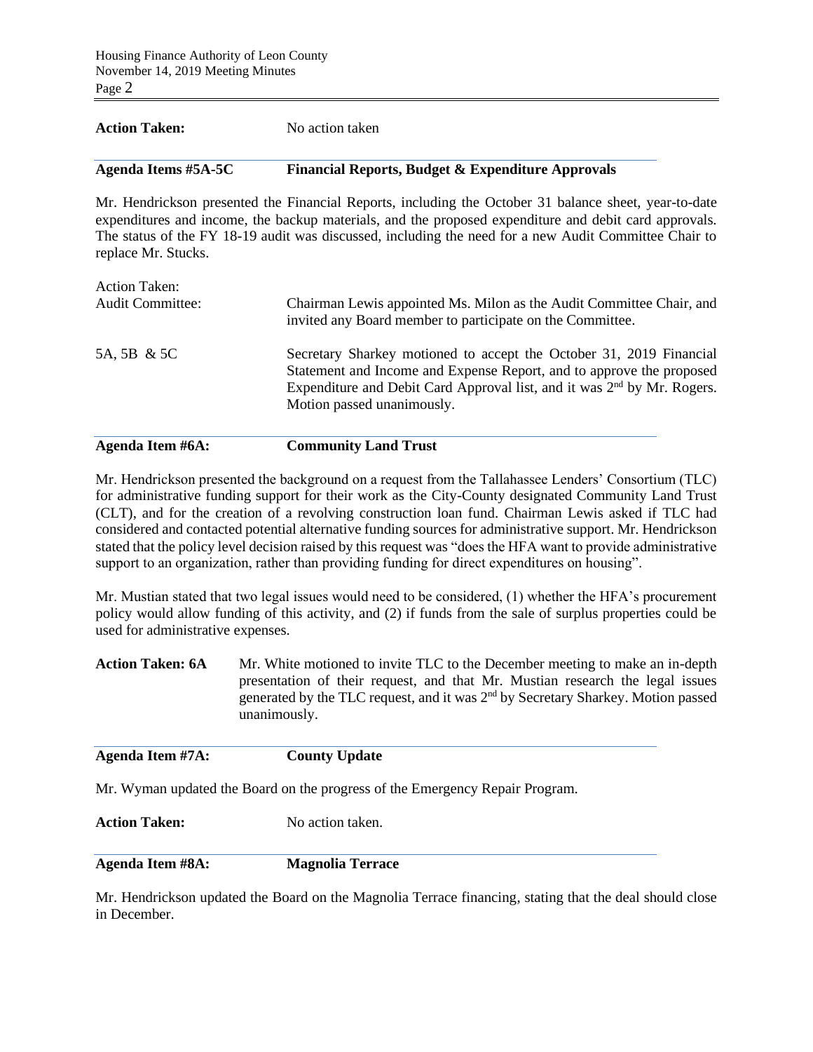**Action Taken:** No action taken

**Agenda Items #5A-5C** **Financial Reports, Budget & Expenditure Approvals**

Mr. Hendrickson presented the Financial Reports, including the October 31 balance sheet, year-to-date expenditures and income, the backup materials, and the proposed expenditure and debit card approvals. The status of the FY 18-19 audit was discussed, including the need for a new Audit Committee Chair to replace Mr. Stucks.

Action Taken:

Audit Committee: Chairman Lewis appointed Ms. Milon as the Audit Committee Chair, and invited any Board member to participate on the Committee.

5A, 5B & 5C Secretary Sharkey motioned to accept the October 31, 2019 Financial Statement and Income and Expense Report, and to approve the proposed Expenditure and Debit Card Approval list, and it was 2nd by Mr. Rogers. Motion passed unanimously.

**Agenda Item #6A:** **Community Land Trust**

Mr. Hendrickson presented the background on a request from the Tallahassee Lenders' Consortium (TLC) for administrative funding support for their work as the City-County designated Community Land Trust (CLT), and for the creation of a revolving construction loan fund. Chairman Lewis asked if TLC had considered and contacted potential alternative funding sources for administrative support. Mr. Hendrickson stated that the policy level decision raised by this request was "does the HFA want to provide administrative support to an organization, rather than providing funding for direct expenditures on housing".

Mr. Mustian stated that two legal issues would need to be considered, (1) whether the HFA's procurement policy would allow funding of this activity, and (2) if funds from the sale of surplus properties could be used for administrative expenses.

**Action Taken: 6A** Mr. White motioned to invite TLC to the December meeting to make an in-depth presentation of their request, and that Mr. Mustian research the legal issues generated by the TLC request, and it was 2nd by Secretary Sharkey. Motion passed unanimously.

**Agenda Item #7A:** **County Update**

Mr. Wyman updated the Board on the progress of the Emergency Repair Program.

**Action Taken:** No action taken.

**Agenda Item #8A:** **Magnolia Terrace**

Mr. Hendrickson updated the Board on the Magnolia Terrace financing, stating that the deal should close in December.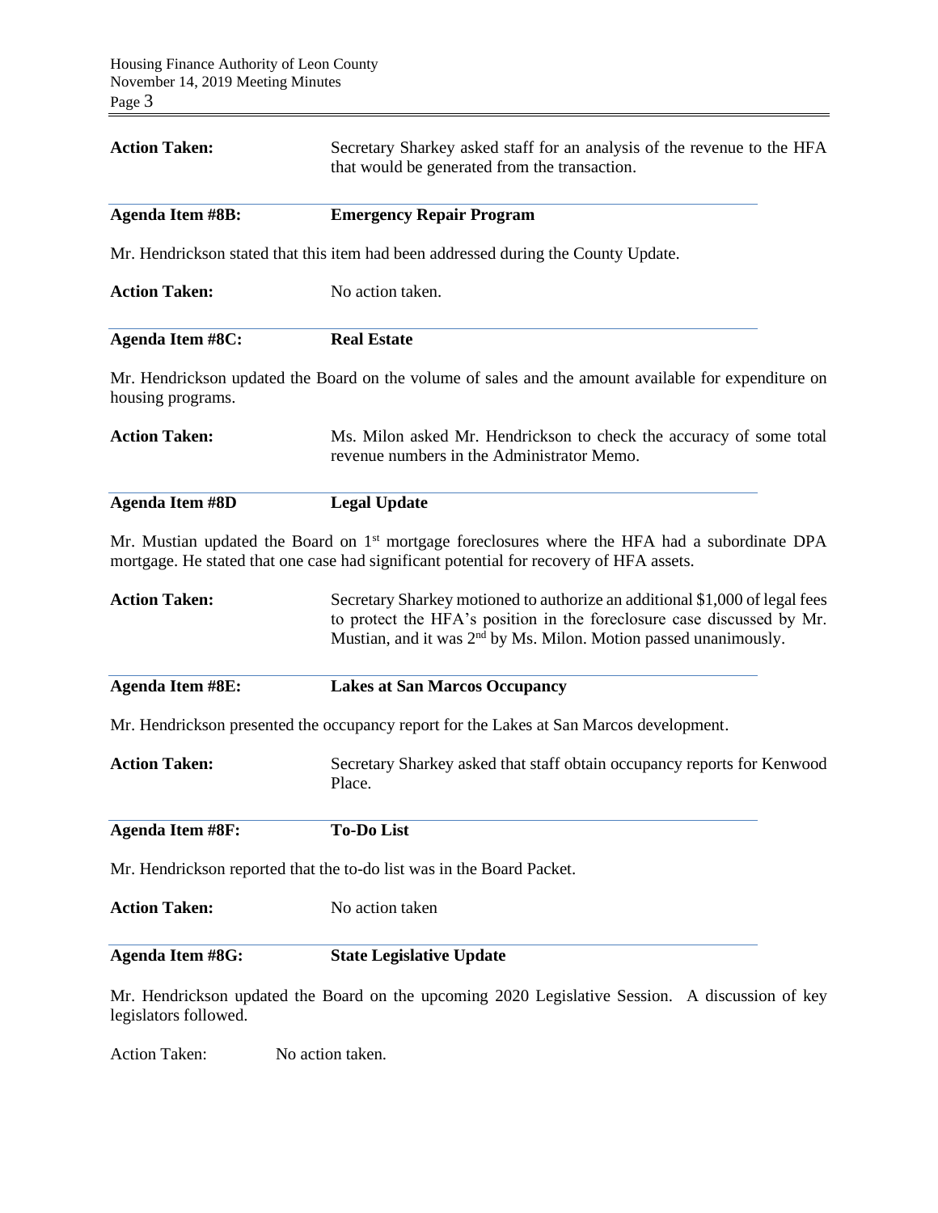**Action Taken:** Secretary Sharkey asked staff for an analysis of the revenue to the HFA that would be generated from the transaction.

**Agenda Item #8B: Emergency Repair Program**

Mr. Hendrickson stated that this item had been addressed during the County Update.

**Action Taken:** No action taken.

**Agenda Item #8C: Real Estate**

Mr. Hendrickson updated the Board on the volume of sales and the amount available for expenditure on housing programs.

**Action Taken:** Ms. Milon asked Mr. Hendrickson to check the accuracy of some total revenue numbers in the Administrator Memo.

**Agenda Item #8D Legal Update**

Mr. Mustian updated the Board on 1st mortgage foreclosures where the HFA had a subordinate DPA mortgage. He stated that one case had significant potential for recovery of HFA assets.

**Action Taken:** Secretary Sharkey motioned to authorize an additional $1,000 of legal fees to protect the HFA's position in the foreclosure case discussed by Mr. Mustian, and it was 2nd by Ms. Milon. Motion passed unanimously.

**Agenda Item #8E: Lakes at San Marcos Occupancy**

Mr. Hendrickson presented the occupancy report for the Lakes at San Marcos development.

**Action Taken:** Secretary Sharkey asked that staff obtain occupancy reports for Kenwood Place.

**Agenda Item #8F: To-Do List**

Mr. Hendrickson reported that the to-do list was in the Board Packet.

**Action Taken:** No action taken

**Agenda Item #8G: State Legislative Update**

Mr. Hendrickson updated the Board on the upcoming 2020 Legislative Session. A discussion of key legislators followed.

Action Taken: No action taken.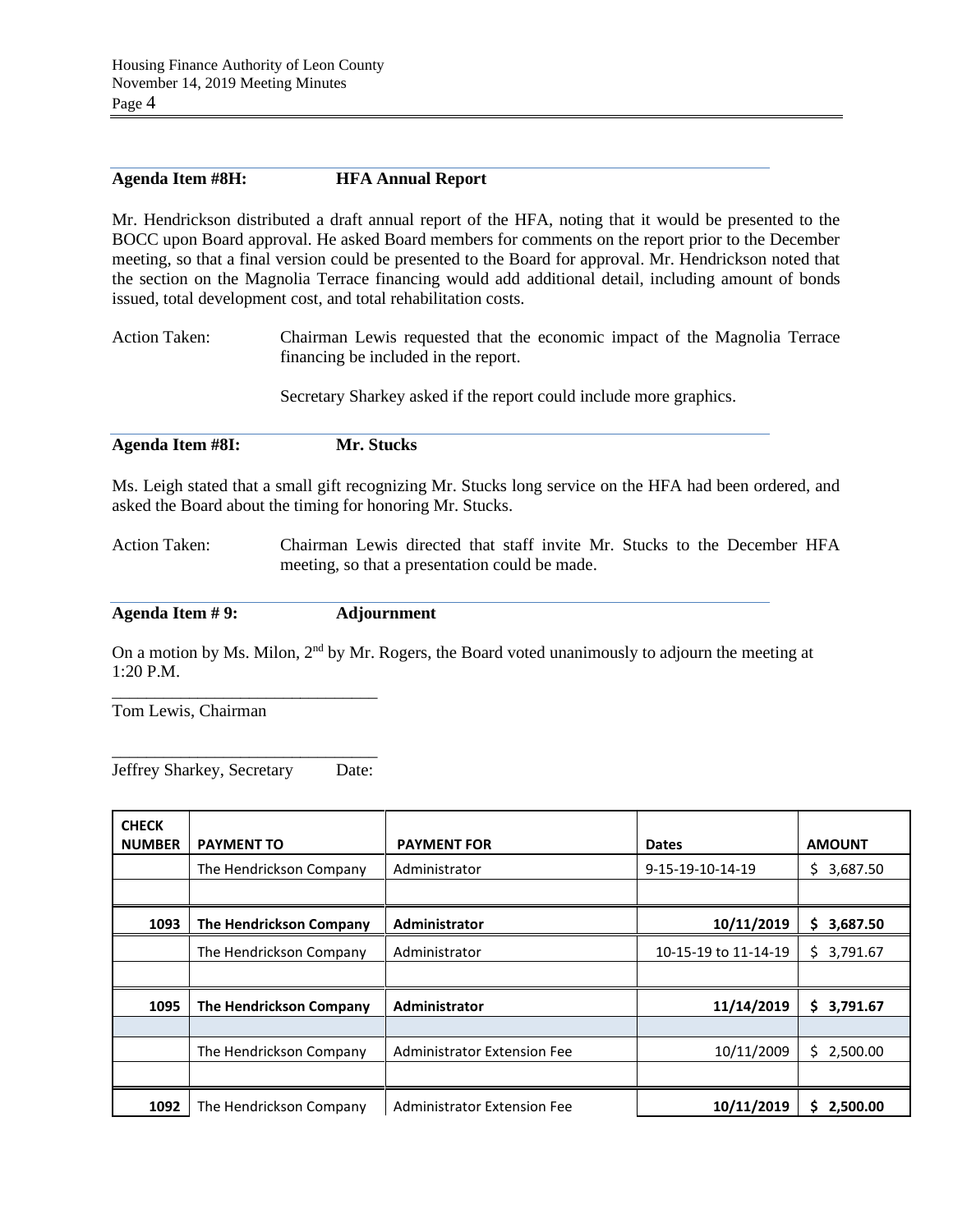**Agenda Item #8H: HFA Annual Report**

Mr. Hendrickson distributed a draft annual report of the HFA, noting that it would be presented to the BOCC upon Board approval. He asked Board members for comments on the report prior to the December meeting, so that a final version could be presented to the Board for approval. Mr. Hendrickson noted that the section on the Magnolia Terrace financing would add additional detail, including amount of bonds issued, total development cost, and total rehabilitation costs.

Action Taken: Chairman Lewis requested that the economic impact of the Magnolia Terrace financing be included in the report.

Secretary Sharkey asked if the report could include more graphics.

**Agenda Item #8I: Mr. Stucks**

Ms. Leigh stated that a small gift recognizing Mr. Stucks long service on the HFA had been ordered, and asked the Board about the timing for honoring Mr. Stucks.

Action Taken: Chairman Lewis directed that staff invite Mr. Stucks to the December HFA meeting, so that a presentation could be made.

**Agenda Item # 9: Adjournment**

On a motion by Ms. Milon, 2nd by Mr. Rogers, the Board voted unanimously to adjourn the meeting at 1:20 P.M.

_______________________________
Tom Lewis, Chairman

_______________________________
Jeffrey Sharkey, Secretary Date:

| CHECK NUMBER | PAYMENT TO | PAYMENT FOR | Dates | AMOUNT |
|---|---|---|---|---|
| | The Hendrickson Company | Administrator | 9-15-19-10-14-19 | $ 3,687.50 |
| | | | | |
| **1093** | **The Hendrickson Company** | **Administrator** | **10/11/2019** | **$ 3,687.50** |
| | The Hendrickson Company | Administrator | 10-15-19 to 11-14-19 | $ 3,791.67 |
| | | | | |
| **1095** | **The Hendrickson Company** | **Administrator** | **11/14/2019** | **$ 3,791.67** |
| | | | | |
| | The Hendrickson Company | Administrator Extension Fee | 10/11/2009 | $ 2,500.00 |
| | | | | |
| **1092** | The Hendrickson Company | Administrator Extension Fee | **10/11/2019** | **$ 2,500.00** |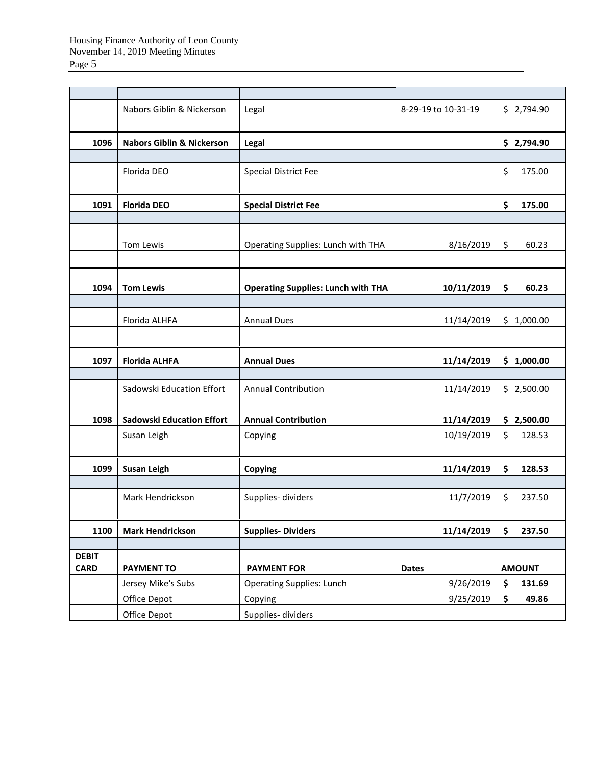| | | | | |
|---|---|---|---|---|
| | Nabors Giblin & Nickerson | Legal | 8-29-19 to 10-31-19 | $ 2,794.90 |
| | | | | |
| **1096** | **Nabors Giblin & Nickerson** | **Legal** | | **$ 2,794.90** |
| | | | | |
| | Florida DEO | Special District Fee | | $ 175.00 |
| | | | | |
| **1091** | **Florida DEO** | **Special District Fee** | | **$ 175.00** |
| | | | | |
| | Tom Lewis | Operating Supplies: Lunch with THA | 8/16/2019 | $ 60.23 |
| | | | | |
| **1094** | **Tom Lewis** | **Operating Supplies: Lunch with THA** | **10/11/2019** | **$ 60.23** |
| | | | | |
| | Florida ALHFA | Annual Dues | 11/14/2019 | $ 1,000.00 |
| | | | | |
| **1097** | **Florida ALHFA** | **Annual Dues** | **11/14/2019** | **$ 1,000.00** |
| | | | | |
| | Sadowski Education Effort | Annual Contribution | 11/14/2019 | $ 2,500.00 |
| | | | | |
| **1098** | **Sadowski Education Effort** | **Annual Contribution** | **11/14/2019** | **$ 2,500.00** |
| | Susan Leigh | Copying | 10/19/2019 | $ 128.53 |
| | | | | |
| **1099** | **Susan Leigh** | **Copying** | **11/14/2019** | **$ 128.53** |
| | | | | |
| | Mark Hendrickson | Supplies- dividers | 11/7/2019 | $ 237.50 |
| | | | | |
| **1100** | **Mark Hendrickson** | **Supplies- Dividers** | **11/14/2019** | **$ 237.50** |
| | | | | |
| **DEBIT CARD** | **PAYMENT TO** | **PAYMENT FOR** | **Dates** | **AMOUNT** |
| | Jersey Mike's Subs | Operating Supplies: Lunch | 9/26/2019 | **$ 131.69** |
| | Office Depot | Copying | 9/25/2019 | **$ 49.86** |
| | Office Depot | Supplies- dividers | | |